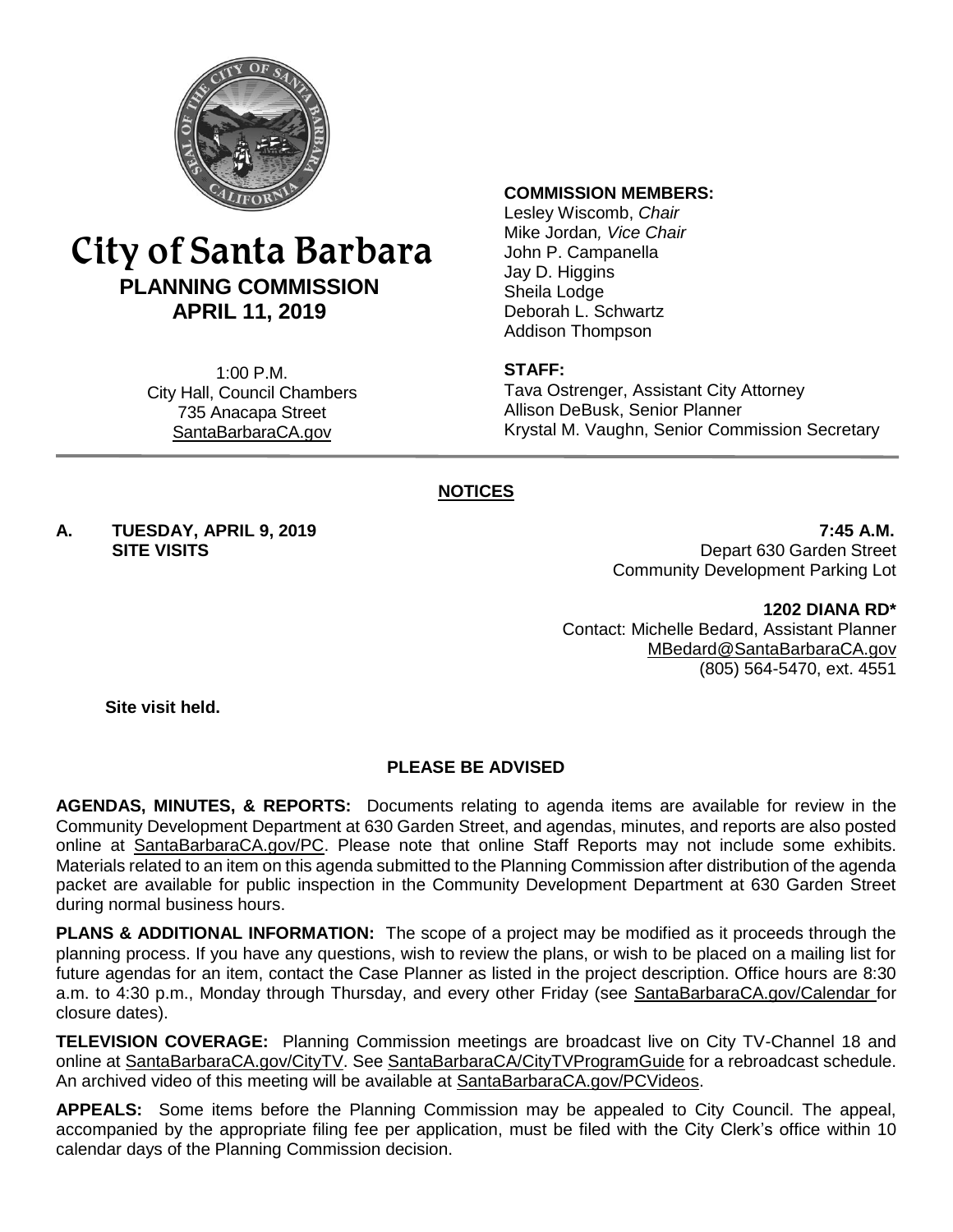# City of Santa Barbara

## PLANNING COMMISSION

## APRIL 11, 2019

1:00 P.M.
City Hall, Council Chambers
735 Anacapa Street
SantaBarbaraCA.gov

**COMMISSION MEMBERS:**
Lesley Wiscomb, *Chair*
Mike Jordan, *Vice Chair*
John P. Campanella
Jay D. Higgins
Sheila Lodge
Deborah L. Schwartz
Addison Thompson

**STAFF:**
Tava Ostrenger, Assistant City Attorney
Allison DeBusk, Senior Planner
Krystal M. Vaughn, Senior Commission Secretary

## NOTICES

**A. TUESDAY, APRIL 9, 2019 — 7:45 A.M.**
**SITE VISITS**

Depart 630 Garden Street
Community Development Parking Lot

**1202 DIANA RD***
Contact: Michelle Bedard, Assistant Planner
MBedard@SantaBarbaraCA.gov
(805) 564-5470, ext. 4551

**Site visit held.**

### PLEASE BE ADVISED

**AGENDAS, MINUTES, & REPORTS:** Documents relating to agenda items are available for review in the Community Development Department at 630 Garden Street, and agendas, minutes, and reports are also posted online at SantaBarbaraCA.gov/PC. Please note that online Staff Reports may not include some exhibits. Materials related to an item on this agenda submitted to the Planning Commission after distribution of the agenda packet are available for public inspection in the Community Development Department at 630 Garden Street during normal business hours.

**PLANS & ADDITIONAL INFORMATION:** The scope of a project may be modified as it proceeds through the planning process. If you have any questions, wish to review the plans, or wish to be placed on a mailing list for future agendas for an item, contact the Case Planner as listed in the project description. Office hours are 8:30 a.m. to 4:30 p.m., Monday through Thursday, and every other Friday (see SantaBarbaraCA.gov/Calendar for closure dates).

**TELEVISION COVERAGE:** Planning Commission meetings are broadcast live on City TV-Channel 18 and online at SantaBarbaraCA.gov/CityTV. See SantaBarbaraCA/CityTVProgramGuide for a rebroadcast schedule. An archived video of this meeting will be available at SantaBarbaraCA.gov/PCVideos.

**APPEALS:** Some items before the Planning Commission may be appealed to City Council. The appeal, accompanied by the appropriate filing fee per application, must be filed with the City Clerk's office within 10 calendar days of the Planning Commission decision.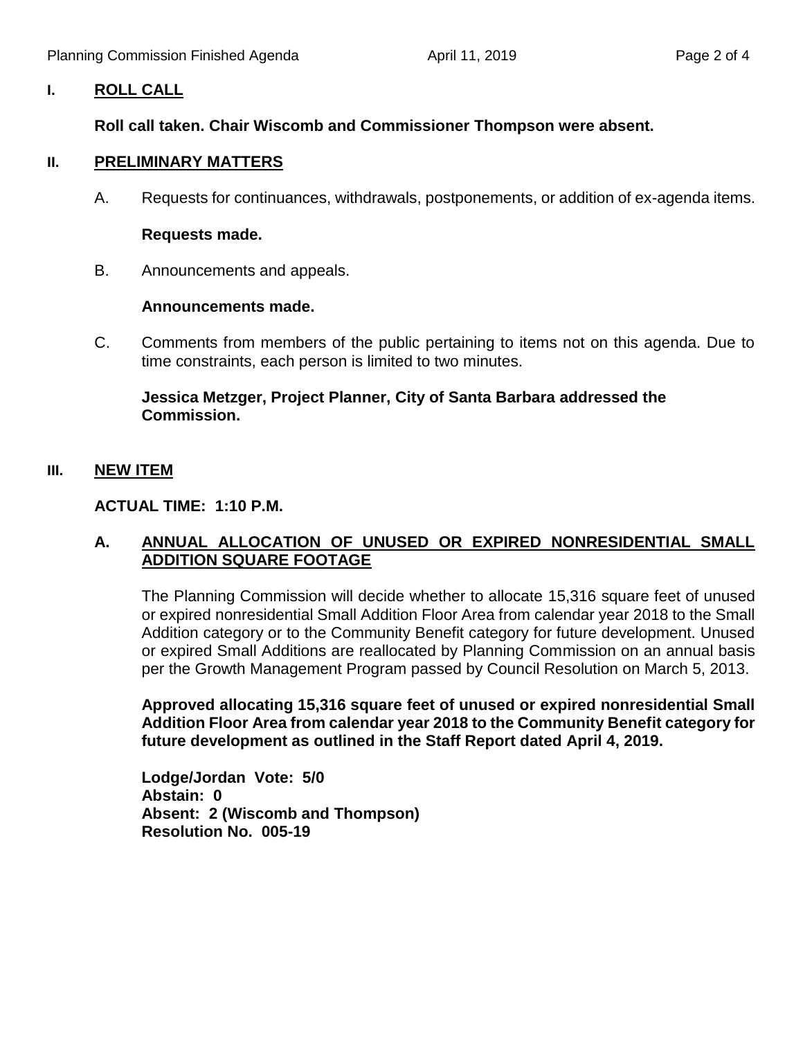## I. ROLL CALL

**Roll call taken. Chair Wiscomb and Commissioner Thompson were absent.**

## II. PRELIMINARY MATTERS

A. Requests for continuances, withdrawals, postponements, or addition of ex-agenda items.

**Requests made.**

B. Announcements and appeals.

**Announcements made.**

C. Comments from members of the public pertaining to items not on this agenda. Due to time constraints, each person is limited to two minutes.

**Jessica Metzger, Project Planner, City of Santa Barbara addressed the Commission.**

## III. NEW ITEM

**ACTUAL TIME: 1:10 P.M.**

### A. ANNUAL ALLOCATION OF UNUSED OR EXPIRED NONRESIDENTIAL SMALL ADDITION SQUARE FOOTAGE

The Planning Commission will decide whether to allocate 15,316 square feet of unused or expired nonresidential Small Addition Floor Area from calendar year 2018 to the Small Addition category or to the Community Benefit category for future development. Unused or expired Small Additions are reallocated by Planning Commission on an annual basis per the Growth Management Program passed by Council Resolution on March 5, 2013.

**Approved allocating 15,316 square feet of unused or expired nonresidential Small Addition Floor Area from calendar year 2018 to the Community Benefit category for future development as outlined in the Staff Report dated April 4, 2019.**

**Lodge/Jordan Vote: 5/0**
**Abstain: 0**
**Absent: 2 (Wiscomb and Thompson)**
**Resolution No. 005-19**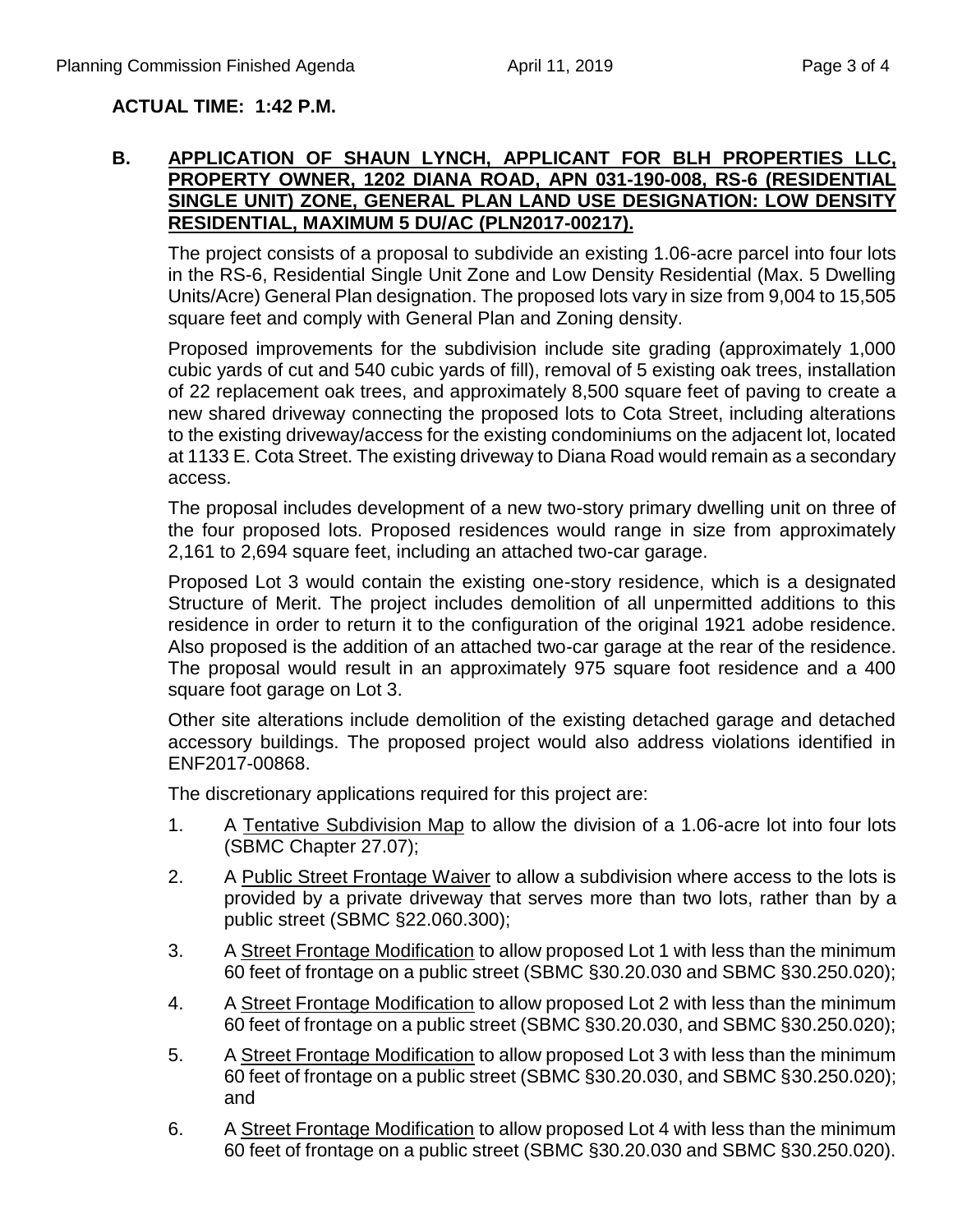**ACTUAL TIME: 1:42 P.M.**

**B. APPLICATION OF SHAUN LYNCH, APPLICANT FOR BLH PROPERTIES LLC, PROPERTY OWNER, 1202 DIANA ROAD, APN 031-190-008, RS-6 (RESIDENTIAL SINGLE UNIT) ZONE, GENERAL PLAN LAND USE DESIGNATION: LOW DENSITY RESIDENTIAL, MAXIMUM 5 DU/AC (PLN2017-00217).**

The project consists of a proposal to subdivide an existing 1.06-acre parcel into four lots in the RS-6, Residential Single Unit Zone and Low Density Residential (Max. 5 Dwelling Units/Acre) General Plan designation. The proposed lots vary in size from 9,004 to 15,505 square feet and comply with General Plan and Zoning density.

Proposed improvements for the subdivision include site grading (approximately 1,000 cubic yards of cut and 540 cubic yards of fill), removal of 5 existing oak trees, installation of 22 replacement oak trees, and approximately 8,500 square feet of paving to create a new shared driveway connecting the proposed lots to Cota Street, including alterations to the existing driveway/access for the existing condominiums on the adjacent lot, located at 1133 E. Cota Street. The existing driveway to Diana Road would remain as a secondary access.

The proposal includes development of a new two-story primary dwelling unit on three of the four proposed lots. Proposed residences would range in size from approximately 2,161 to 2,694 square feet, including an attached two-car garage.

Proposed Lot 3 would contain the existing one-story residence, which is a designated Structure of Merit. The project includes demolition of all unpermitted additions to this residence in order to return it to the configuration of the original 1921 adobe residence. Also proposed is the addition of an attached two-car garage at the rear of the residence. The proposal would result in an approximately 975 square foot residence and a 400 square foot garage on Lot 3.

Other site alterations include demolition of the existing detached garage and detached accessory buildings. The proposed project would also address violations identified in ENF2017-00868.

The discretionary applications required for this project are:

1. A Tentative Subdivision Map to allow the division of a 1.06-acre lot into four lots (SBMC Chapter 27.07);
2. A Public Street Frontage Waiver to allow a subdivision where access to the lots is provided by a private driveway that serves more than two lots, rather than by a public street (SBMC §22.060.300);
3. A Street Frontage Modification to allow proposed Lot 1 with less than the minimum 60 feet of frontage on a public street (SBMC §30.20.030 and SBMC §30.250.020);
4. A Street Frontage Modification to allow proposed Lot 2 with less than the minimum 60 feet of frontage on a public street (SBMC §30.20.030, and SBMC §30.250.020);
5. A Street Frontage Modification to allow proposed Lot 3 with less than the minimum 60 feet of frontage on a public street (SBMC §30.20.030, and SBMC §30.250.020); and
6. A Street Frontage Modification to allow proposed Lot 4 with less than the minimum 60 feet of frontage on a public street (SBMC §30.20.030 and SBMC §30.250.020).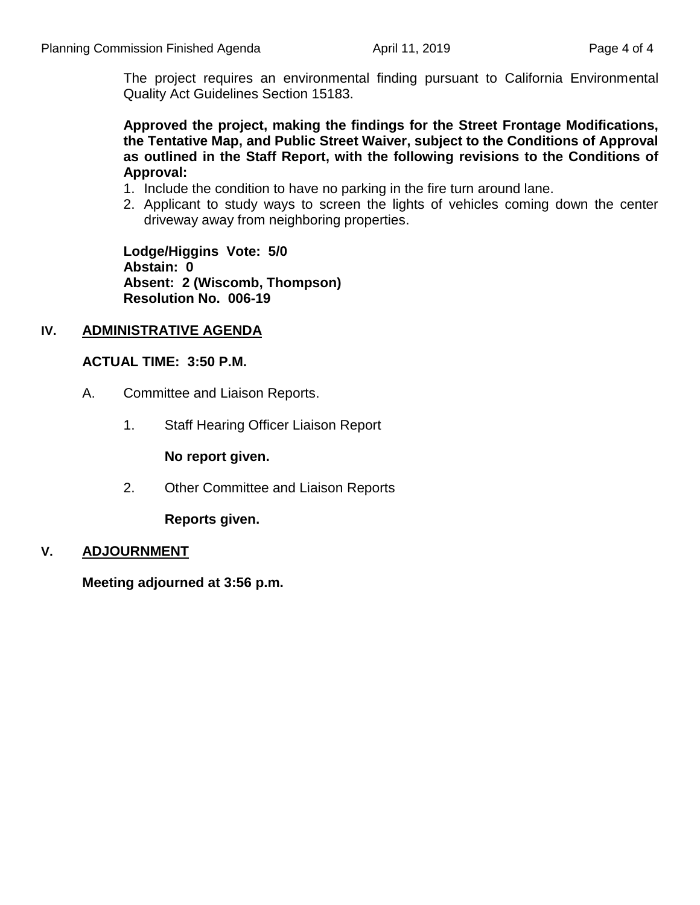The project requires an environmental finding pursuant to California Environmental Quality Act Guidelines Section 15183.

**Approved the project, making the findings for the Street Frontage Modifications, the Tentative Map, and Public Street Waiver, subject to the Conditions of Approval as outlined in the Staff Report, with the following revisions to the Conditions of Approval:**

1. Include the condition to have no parking in the fire turn around lane.
2. Applicant to study ways to screen the lights of vehicles coming down the center driveway away from neighboring properties.

**Lodge/Higgins Vote: 5/0**
**Abstain: 0**
**Absent: 2 (Wiscomb, Thompson)**
**Resolution No. 006-19**

## IV. ADMINISTRATIVE AGENDA

**ACTUAL TIME: 3:50 P.M.**

A. Committee and Liaison Reports.

1. Staff Hearing Officer Liaison Report

   **No report given.**

2. Other Committee and Liaison Reports

   **Reports given.**

## V. ADJOURNMENT

**Meeting adjourned at 3:56 p.m.**